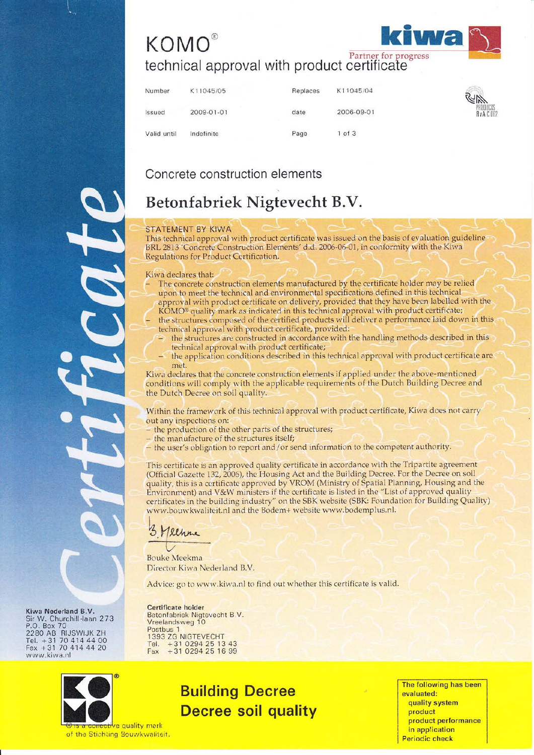# KOMO®
## technical approval with product certificate

Partner for progress

| Number | K11045/05 | Replaces | K11045/04 |
|---|---|---|---|
| Issued | 2009-01-01 | date | 2006-09-01 |
| Valid until | Indefinite | Page | 1 of 3 |

Certificate

## Concrete construction elements

# Betonfabriek Nigtevecht B.V.

STATEMENT BY KIWA

This technical approval with product certificate was issued on the basis of evaluation guideline BRL 2813 'Concrete Construction Elements' d.d. 2006-06-01, in conformity with the Kiwa Regulations for Product Certification.

Kiwa declares that:

- The concrete construction elements manufactured by the certificate holder may be relied upon to meet the technical and environmental specifications defined in this technical approval with product certificate on delivery, provided that they have been labelled with the KOMO® quality mark as indicated in this technical approval with product certificate;
- the structures composed of the certified products will deliver a performance laid down in this technical approval with product certificate, provided:
  - the structures are constructed in accordance with the handling methods described in this technical approval with product certificate;
  - the application conditions described in this technical approval with product certificate are met.

Kiwa declares that the concrete construction elements if applied under the above-mentioned conditions will comply with the applicable requirements of the Dutch Building Decree and the Dutch Decree on soil quality.

Within the framework of this technical approval with product certificate, Kiwa does not carry out any inspections on:

- the production of the other parts of the structures;
- the manufacture of the structures itself;
- the user's obligation to report and/or send information to the competent authority.

This certificate is an approved quality certificate in accordance with the Tripartite agreement (Official Gazette 132, 2006), the Housing Act and the Building Decree. For the Decree on soil quality, this is a certificate approved by VROM (Ministry of Spatial Planning, Housing and the Environment) and V&W ministers if the certificate is listed in the "List of approved quality certificates in the building industry" on the SBK website (SBK: Foundation for Building Quality) www.bouwkwaliteit.nl and the Bodem+ website www.bodemplus.nl.

B. Meekma

Bouke Meekma
Director Kiwa Nederland B.V.

Advice: go to www.kiwa.nl to find out whether this certificate is valid.

Kiwa Nederland B.V.
Sir W. Churchill-laan 273
P.O. Box 70
2280 AB RIJSWIJK ZH
Tel. +31 70 414 44 00
Fax +31 70 414 44 20
www.kiwa.nl

**Certificate holder**
Betonfabriek Nigtevecht B.V.
Vreelandsweg 10
Postbus 1
1393 ZG NIGTEVECHT
Tel. +31 0294 25 13 43
Fax +31 0294 25 16 99

® is a collective quality mark of the Stichting Bouwkwaliteit.

## Building Decree
## Decree soil quality

The following has been evaluated:
- quality system
- product
- product performance in application

Periodic check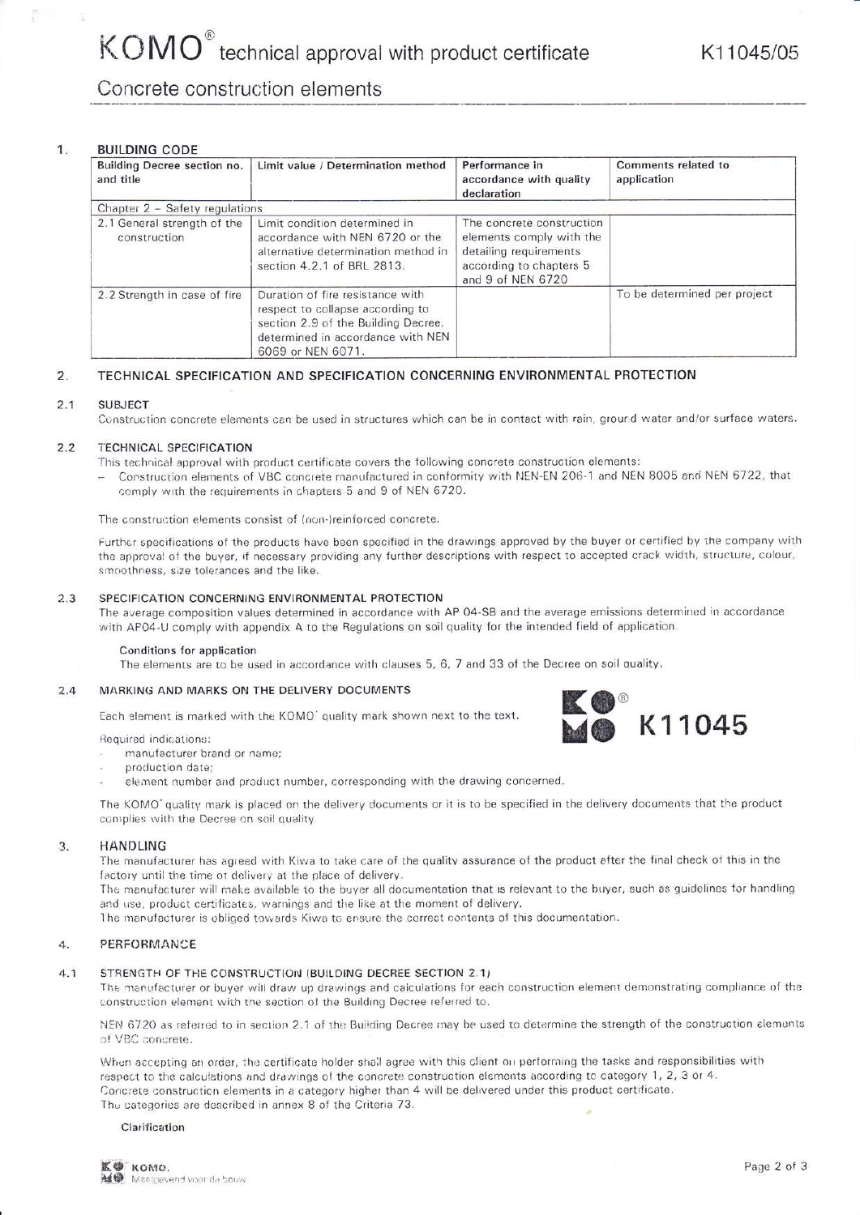# KOMO® technical approval with product certificate

K11045/05

## Concrete construction elements

### 1. BUILDING CODE

| Building Decree section no. and title | Limit value / Determination method | Performance in accordance with quality declaration | Comments related to application |
|---|---|---|---|
| Chapter 2 – Safety regulations | | | |
| 2.1 General strength of the construction | Limit condition determined in accordance with NEN 6720 or the alternative determination method in section 4.2.1 of BRL 2813. | The concrete construction elements comply with the detailing requirements according to chapters 5 and 9 of NEN 6720 | |
| 2.2 Strength in case of fire | Duration of fire resistance with respect to collapse according to section 2.9 of the Building Decree, determined in accordance with NEN 6069 or NEN 6071. | | To be determined per project |

### 2. TECHNICAL SPECIFICATION AND SPECIFICATION CONCERNING ENVIRONMENTAL PROTECTION

#### 2.1 SUBJECT

Construction concrete elements can be used in structures which can be in contact with rain, ground water and/or surface waters.

#### 2.2 TECHNICAL SPECIFICATION

This technical approval with product certificate covers the following concrete construction elements:

- Construction elements of VBC concrete manufactured in conformity with NEN-EN 206-1 and NEN 8005 and NEN 6722, that comply with the requirements in chapters 5 and 9 of NEN 6720.

The construction elements consist of (non-)reinforced concrete.

Further specifications of the products have been specified in the drawings approved by the buyer or certified by the company with the approval of the buyer, if necessary providing any further descriptions with respect to accepted crack width, structure, colour, smoothness, size tolerances and the like.

#### 2.3 SPECIFICATION CONCERNING ENVIRONMENTAL PROTECTION

The average composition values determined in accordance with AP 04-SB and the average emissions determined in accordance with AP04-U comply with appendix A to the Regulations on soil quality for the intended field of application.

**Conditions for application**

The elements are to be used in accordance with clauses 5, 6, 7 and 33 of the Decree on soil quality.

#### 2.4 MARKING AND MARKS ON THE DELIVERY DOCUMENTS

Each element is marked with the KOMO® quality mark shown next to the text.

KOMO® K11045

Required indications:

- manufacturer brand or name;
- production date;
- element number and product number, corresponding with the drawing concerned.

The KOMO® quality mark is placed on the delivery documents or it is to be specified in the delivery documents that the product complies with the Decree on soil quality.

### 3. HANDLING

The manufacturer has agreed with Kiwa to take care of the quality assurance of the product after the final check of this in the factory until the time of delivery at the place of delivery.
The manufacturer will make available to the buyer all documentation that is relevant to the buyer, such as guidelines for handling and use, product certificates, warnings and the like at the moment of delivery.
The manufacturer is obliged towards Kiwa to ensure the correct contents of this documentation.

### 4. PERFORMANCE

#### 4.1 STRENGTH OF THE CONSTRUCTION (BUILDING DECREE SECTION 2.1)

The manufacturer or buyer will draw up drawings and calculations for each construction element demonstrating compliance of the construction element with the section of the Building Decree referred to.

NEN 6720 as referred to in section 2.1 of the Building Decree may be used to determine the strength of the construction elements of VBC concrete.

When accepting an order, the certificate holder shall agree with this client on performing the tasks and responsibilities with respect to the calculations and drawings of the concrete construction elements according to category 1, 2, 3 or 4.
Concrete construction elements in a category higher than 4 will be delivered under this product certificate.
The categories are described in annex 8 of the Criteria 73.

**Clarification**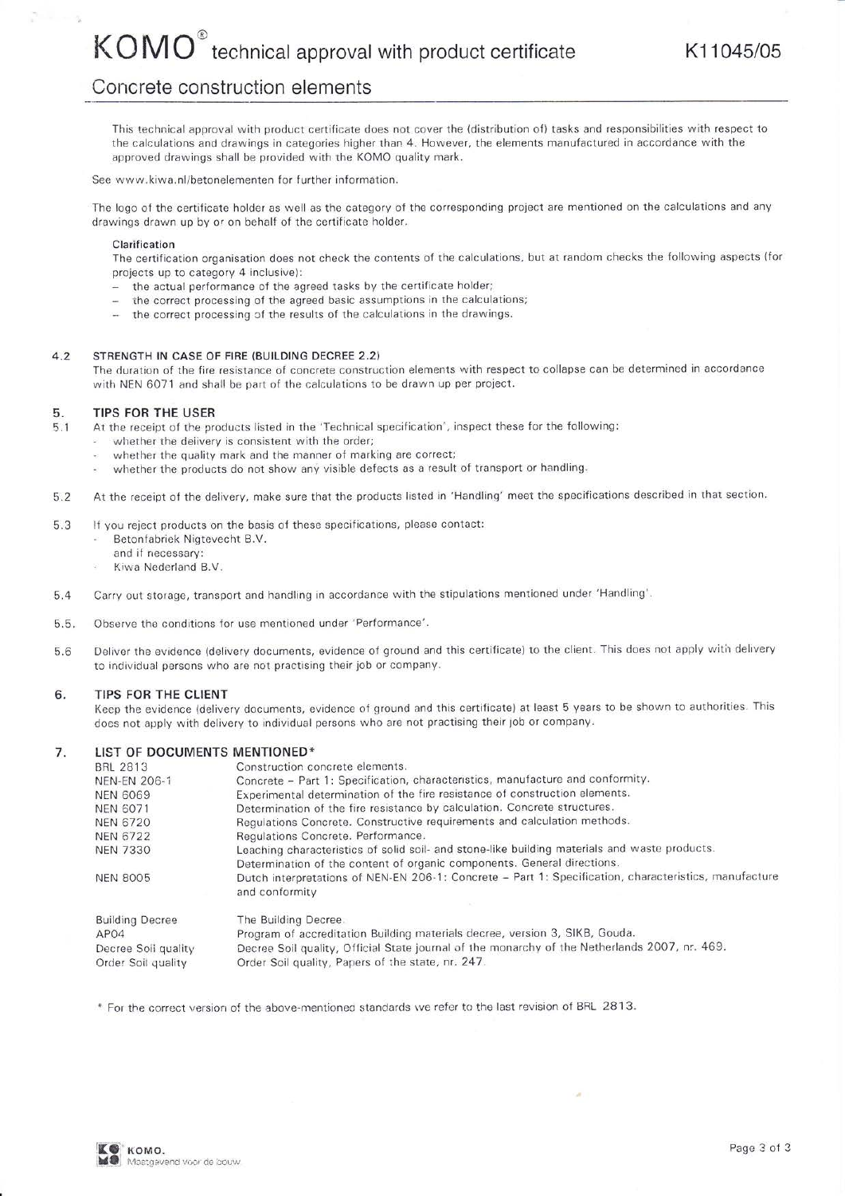This technical approval with product certificate does not cover the (distribution of) tasks and responsibilities with respect to the calculations and drawings in categories higher than 4. However, the elements manufactured in accordance with the approved drawings shall be provided with the KOMO quality mark.

See www.kiwa.nl/betonelementen for further information.

The logo of the certificate holder as well as the category of the corresponding project are mentioned on the calculations and any drawings drawn up by or on behalf of the certificate holder.

**Clarification**
The certification organisation does not check the contents of the calculations, but at random checks the following aspects (for projects up to category 4 inclusive):
- the actual performance of the agreed tasks by the certificate holder;
- the correct processing of the agreed basic assumptions in the calculations;
- the correct processing of the results of the calculations in the drawings.

### 4.2 STRENGTH IN CASE OF FIRE (BUILDING DECREE 2.2)

The duration of the fire resistance of concrete construction elements with respect to collapse can be determined in accordance with NEN 6071 and shall be part of the calculations to be drawn up per project.

## 5. TIPS FOR THE USER

5.1 At the receipt of the products listed in the 'Technical specification', inspect these for the following:
- whether the delivery is consistent with the order;
- whether the quality mark and the manner of marking are correct;
- whether the products do not show any visible defects as a result of transport or handling.

5.2 At the receipt of the delivery, make sure that the products listed in 'Handling' meet the specifications described in that section.

5.3 If you reject products on the basis of these specifications, please contact:
- Betonfabriek Nigtevecht B.V.
  and if necessary:
- Kiwa Nederland B.V.

5.4 Carry out storage, transport and handling in accordance with the stipulations mentioned under 'Handling'.

5.5. Observe the conditions for use mentioned under 'Performance'.

5.6 Deliver the evidence (delivery documents, evidence of ground and this certificate) to the client. This does not apply with delivery to individual persons who are not practising their job or company.

## 6. TIPS FOR THE CLIENT

Keep the evidence (delivery documents, evidence of ground and this certificate) at least 5 years to be shown to authorities. This does not apply with delivery to individual persons who are not practising their job or company.

## 7. LIST OF DOCUMENTS MENTIONED*

| | |
|---|---|
| BRL 2813 | Construction concrete elements. |
| NEN-EN 206-1 | Concrete – Part 1: Specification, characteristics, manufacture and conformity. |
| NEN 6069 | Experimental determination of the fire resistance of construction elements. |
| NEN 6071 | Determination of the fire resistance by calculation. Concrete structures. |
| NEN 6720 | Regulations Concrete. Constructive requirements and calculation methods. |
| NEN 6722 | Regulations Concrete. Performance. |
| NEN 7330 | Leaching characteristics of solid soil- and stone-like building materials and waste products. Determination of the content of organic components. General directions. |
| NEN 8005 | Dutch interpretations of NEN-EN 206-1: Concrete – Part 1: Specification, characteristics, manufacture and conformity |
| Building Decree | The Building Decree. |
| AP04 | Program of accreditation Building materials decree, version 3, SIKB, Gouda. |
| Decree Soil quality | Decree Soil quality, Official State journal of the monarchy of the Netherlands 2007, nr. 469. |
| Order Soil quality | Order Soil quality, Papers of the state, nr. 247. |

\* For the correct version of the above-mentioned standards we refer to the last revision of BRL 2813.